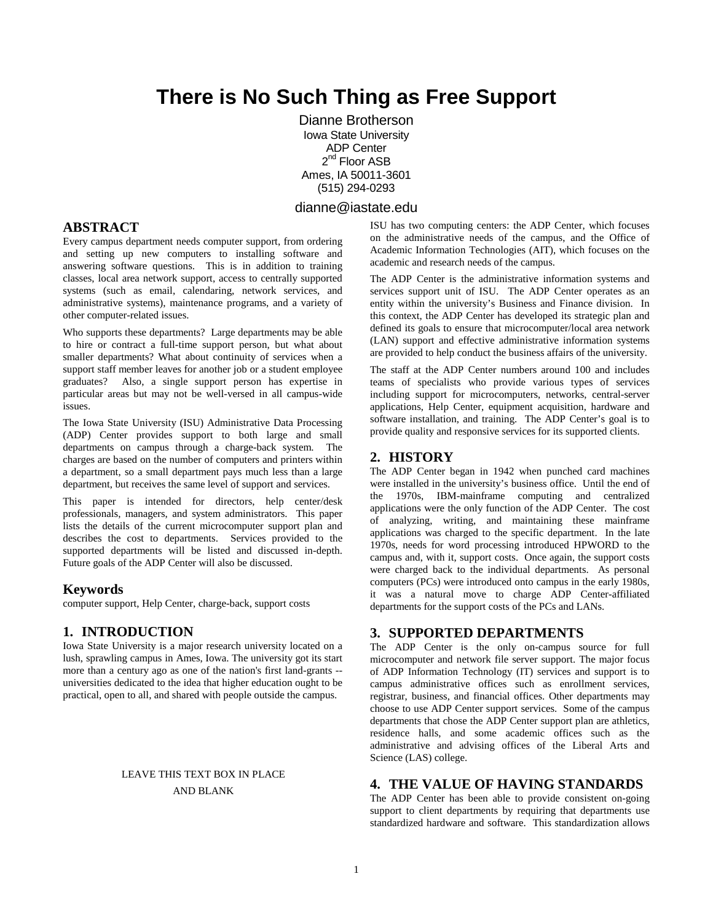# There is No Such Thing as Free Support

Dianne Brotherson
Iowa State University
ADP Center
2nd Floor ASB
Ames, IA 50011-3601
(515) 294-0293

dianne@iastate.edu

## ABSTRACT

Every campus department needs computer support, from ordering and setting up new computers to installing software and answering software questions. This is in addition to training classes, local area network support, access to centrally supported systems (such as email, calendaring, network services, and administrative systems), maintenance programs, and a variety of other computer-related issues.

Who supports these departments? Large departments may be able to hire or contract a full-time support person, but what about smaller departments? What about continuity of services when a support staff member leaves for another job or a student employee graduates? Also, a single support person has expertise in particular areas but may not be well-versed in all campus-wide issues.

The Iowa State University (ISU) Administrative Data Processing (ADP) Center provides support to both large and small departments on campus through a charge-back system. The charges are based on the number of computers and printers within a department, so a small department pays much less than a large department, but receives the same level of support and services.

This paper is intended for directors, help center/desk professionals, managers, and system administrators. This paper lists the details of the current microcomputer support plan and describes the cost to departments. Services provided to the supported departments will be listed and discussed in-depth. Future goals of the ADP Center will also be discussed.

### Keywords

computer support, Help Center, charge-back, support costs

## 1. INTRODUCTION

Iowa State University is a major research university located on a lush, sprawling campus in Ames, Iowa. The university got its start more than a century ago as one of the nation's first land-grants -- universities dedicated to the idea that higher education ought to be practical, open to all, and shared with people outside the campus.

LEAVE THIS TEXT BOX IN PLACE AND BLANK

ISU has two computing centers: the ADP Center, which focuses on the administrative needs of the campus, and the Office of Academic Information Technologies (AIT), which focuses on the academic and research needs of the campus.

The ADP Center is the administrative information systems and services support unit of ISU. The ADP Center operates as an entity within the university's Business and Finance division. In this context, the ADP Center has developed its strategic plan and defined its goals to ensure that microcomputer/local area network (LAN) support and effective administrative information systems are provided to help conduct the business affairs of the university.

The staff at the ADP Center numbers around 100 and includes teams of specialists who provide various types of services including support for microcomputers, networks, central-server applications, Help Center, equipment acquisition, hardware and software installation, and training. The ADP Center's goal is to provide quality and responsive services for its supported clients.

## 2. HISTORY

The ADP Center began in 1942 when punched card machines were installed in the university's business office. Until the end of the 1970s, IBM-mainframe computing and centralized applications were the only function of the ADP Center. The cost of analyzing, writing, and maintaining these mainframe applications was charged to the specific department. In the late 1970s, needs for word processing introduced HPWORD to the campus and, with it, support costs. Once again, the support costs were charged back to the individual departments. As personal computers (PCs) were introduced onto campus in the early 1980s, it was a natural move to charge ADP Center-affiliated departments for the support costs of the PCs and LANs.

## 3. SUPPORTED DEPARTMENTS

The ADP Center is the only on-campus source for full microcomputer and network file server support. The major focus of ADP Information Technology (IT) services and support is to campus administrative offices such as enrollment services, registrar, business, and financial offices. Other departments may choose to use ADP Center support services. Some of the campus departments that chose the ADP Center support plan are athletics, residence halls, and some academic offices such as the administrative and advising offices of the Liberal Arts and Science (LAS) college.

## 4. THE VALUE OF HAVING STANDARDS

The ADP Center has been able to provide consistent on-going support to client departments by requiring that departments use standardized hardware and software. This standardization allows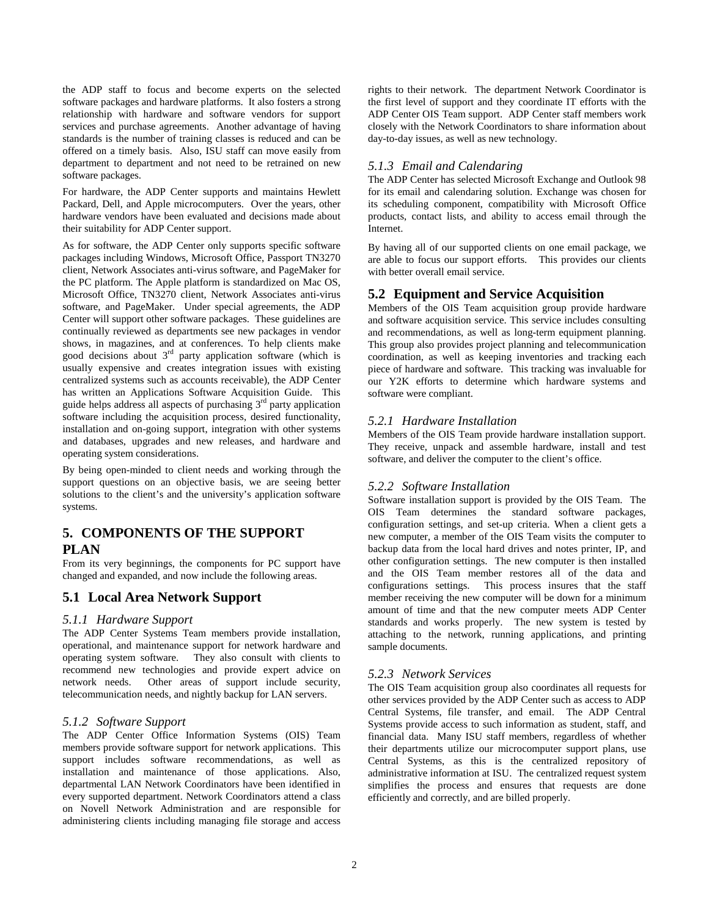the ADP staff to focus and become experts on the selected software packages and hardware platforms. It also fosters a strong relationship with hardware and software vendors for support services and purchase agreements. Another advantage of having standards is the number of training classes is reduced and can be offered on a timely basis. Also, ISU staff can move easily from department to department and not need to be retrained on new software packages.

For hardware, the ADP Center supports and maintains Hewlett Packard, Dell, and Apple microcomputers. Over the years, other hardware vendors have been evaluated and decisions made about their suitability for ADP Center support.

As for software, the ADP Center only supports specific software packages including Windows, Microsoft Office, Passport TN3270 client, Network Associates anti-virus software, and PageMaker for the PC platform. The Apple platform is standardized on Mac OS, Microsoft Office, TN3270 client, Network Associates anti-virus software, and PageMaker. Under special agreements, the ADP Center will support other software packages. These guidelines are continually reviewed as departments see new packages in vendor shows, in magazines, and at conferences. To help clients make good decisions about 3rd party application software (which is usually expensive and creates integration issues with existing centralized systems such as accounts receivable), the ADP Center has written an Applications Software Acquisition Guide. This guide helps address all aspects of purchasing 3rd party application software including the acquisition process, desired functionality, installation and on-going support, integration with other systems and databases, upgrades and new releases, and hardware and operating system considerations.

By being open-minded to client needs and working through the support questions on an objective basis, we are seeing better solutions to the client's and the university's application software systems.

## 5. COMPONENTS OF THE SUPPORT PLAN

From its very beginnings, the components for PC support have changed and expanded, and now include the following areas.

### 5.1 Local Area Network Support

#### *5.1.1 Hardware Support*

The ADP Center Systems Team members provide installation, operational, and maintenance support for network hardware and operating system software. They also consult with clients to recommend new technologies and provide expert advice on network needs. Other areas of support include security, telecommunication needs, and nightly backup for LAN servers.

#### *5.1.2 Software Support*

The ADP Center Office Information Systems (OIS) Team members provide software support for network applications. This support includes software recommendations, as well as installation and maintenance of those applications. Also, departmental LAN Network Coordinators have been identified in every supported department. Network Coordinators attend a class on Novell Network Administration and are responsible for administering clients including managing file storage and access rights to their network. The department Network Coordinator is the first level of support and they coordinate IT efforts with the ADP Center OIS Team support. ADP Center staff members work closely with the Network Coordinators to share information about day-to-day issues, as well as new technology.

#### *5.1.3 Email and Calendaring*

The ADP Center has selected Microsoft Exchange and Outlook 98 for its email and calendaring solution. Exchange was chosen for its scheduling component, compatibility with Microsoft Office products, contact lists, and ability to access email through the Internet.

By having all of our supported clients on one email package, we are able to focus our support efforts. This provides our clients with better overall email service.

### 5.2 Equipment and Service Acquisition

Members of the OIS Team acquisition group provide hardware and software acquisition service. This service includes consulting and recommendations, as well as long-term equipment planning. This group also provides project planning and telecommunication coordination, as well as keeping inventories and tracking each piece of hardware and software. This tracking was invaluable for our Y2K efforts to determine which hardware systems and software were compliant.

#### *5.2.1 Hardware Installation*

Members of the OIS Team provide hardware installation support. They receive, unpack and assemble hardware, install and test software, and deliver the computer to the client's office.

#### *5.2.2 Software Installation*

Software installation support is provided by the OIS Team. The OIS Team determines the standard software packages, configuration settings, and set-up criteria. When a client gets a new computer, a member of the OIS Team visits the computer to backup data from the local hard drives and notes printer, IP, and other configuration settings. The new computer is then installed and the OIS Team member restores all of the data and configurations settings. This process insures that the staff member receiving the new computer will be down for a minimum amount of time and that the new computer meets ADP Center standards and works properly. The new system is tested by attaching to the network, running applications, and printing sample documents.

#### *5.2.3 Network Services*

The OIS Team acquisition group also coordinates all requests for other services provided by the ADP Center such as access to ADP Central Systems, file transfer, and email. The ADP Central Systems provide access to such information as student, staff, and financial data. Many ISU staff members, regardless of whether their departments utilize our microcomputer support plans, use Central Systems, as this is the centralized repository of administrative information at ISU. The centralized request system simplifies the process and ensures that requests are done efficiently and correctly, and are billed properly.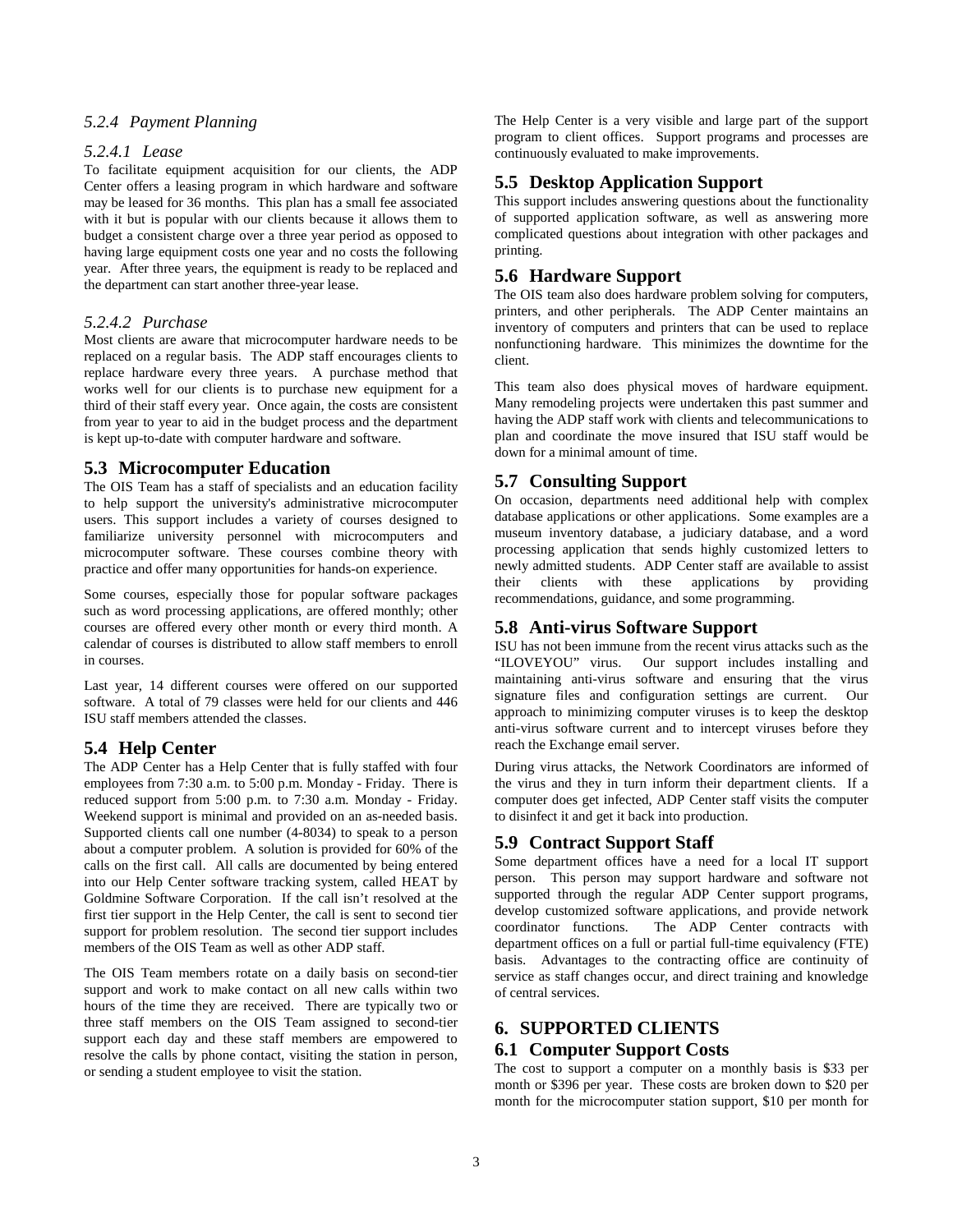#### *5.2.4 Payment Planning*

##### *5.2.4.1 Lease*

To facilitate equipment acquisition for our clients, the ADP Center offers a leasing program in which hardware and software may be leased for 36 months. This plan has a small fee associated with it but is popular with our clients because it allows them to budget a consistent charge over a three year period as opposed to having large equipment costs one year and no costs the following year. After three years, the equipment is ready to be replaced and the department can start another three-year lease.

##### *5.2.4.2 Purchase*

Most clients are aware that microcomputer hardware needs to be replaced on a regular basis. The ADP staff encourages clients to replace hardware every three years. A purchase method that works well for our clients is to purchase new equipment for a third of their staff every year. Once again, the costs are consistent from year to year to aid in the budget process and the department is kept up-to-date with computer hardware and software.

## 5.3 Microcomputer Education

The OIS Team has a staff of specialists and an education facility to help support the university's administrative microcomputer users. This support includes a variety of courses designed to familiarize university personnel with microcomputers and microcomputer software. These courses combine theory with practice and offer many opportunities for hands-on experience.

Some courses, especially those for popular software packages such as word processing applications, are offered monthly; other courses are offered every other month or every third month. A calendar of courses is distributed to allow staff members to enroll in courses.

Last year, 14 different courses were offered on our supported software. A total of 79 classes were held for our clients and 446 ISU staff members attended the classes.

## 5.4 Help Center

The ADP Center has a Help Center that is fully staffed with four employees from 7:30 a.m. to 5:00 p.m. Monday - Friday. There is reduced support from 5:00 p.m. to 7:30 a.m. Monday - Friday. Weekend support is minimal and provided on an as-needed basis. Supported clients call one number (4-8034) to speak to a person about a computer problem. A solution is provided for 60% of the calls on the first call. All calls are documented by being entered into our Help Center software tracking system, called HEAT by Goldmine Software Corporation. If the call isn't resolved at the first tier support in the Help Center, the call is sent to second tier support for problem resolution. The second tier support includes members of the OIS Team as well as other ADP staff.

The OIS Team members rotate on a daily basis on second-tier support and work to make contact on all new calls within two hours of the time they are received. There are typically two or three staff members on the OIS Team assigned to second-tier support each day and these staff members are empowered to resolve the calls by phone contact, visiting the station in person, or sending a student employee to visit the station.

The Help Center is a very visible and large part of the support program to client offices. Support programs and processes are continuously evaluated to make improvements.

## 5.5 Desktop Application Support

This support includes answering questions about the functionality of supported application software, as well as answering more complicated questions about integration with other packages and printing.

## 5.6 Hardware Support

The OIS team also does hardware problem solving for computers, printers, and other peripherals. The ADP Center maintains an inventory of computers and printers that can be used to replace nonfunctioning hardware. This minimizes the downtime for the client.

This team also does physical moves of hardware equipment. Many remodeling projects were undertaken this past summer and having the ADP staff work with clients and telecommunications to plan and coordinate the move insured that ISU staff would be down for a minimal amount of time.

## 5.7 Consulting Support

On occasion, departments need additional help with complex database applications or other applications. Some examples are a museum inventory database, a judiciary database, and a word processing application that sends highly customized letters to newly admitted students. ADP Center staff are available to assist their clients with these applications by providing recommendations, guidance, and some programming.

## 5.8 Anti-virus Software Support

ISU has not been immune from the recent virus attacks such as the "ILOVEYOU" virus. Our support includes installing and maintaining anti-virus software and ensuring that the virus signature files and configuration settings are current. Our approach to minimizing computer viruses is to keep the desktop anti-virus software current and to intercept viruses before they reach the Exchange email server.

During virus attacks, the Network Coordinators are informed of the virus and they in turn inform their department clients. If a computer does get infected, ADP Center staff visits the computer to disinfect it and get it back into production.

## 5.9 Contract Support Staff

Some department offices have a need for a local IT support person. This person may support hardware and software not supported through the regular ADP Center support programs, develop customized software applications, and provide network coordinator functions. The ADP Center contracts with department offices on a full or partial full-time equivalency (FTE) basis. Advantages to the contracting office are continuity of service as staff changes occur, and direct training and knowledge of central services.

# 6. SUPPORTED CLIENTS

## 6.1 Computer Support Costs

The cost to support a computer on a monthly basis is $33 per month or $396 per year. These costs are broken down to $20 per month for the microcomputer station support, $10 per month for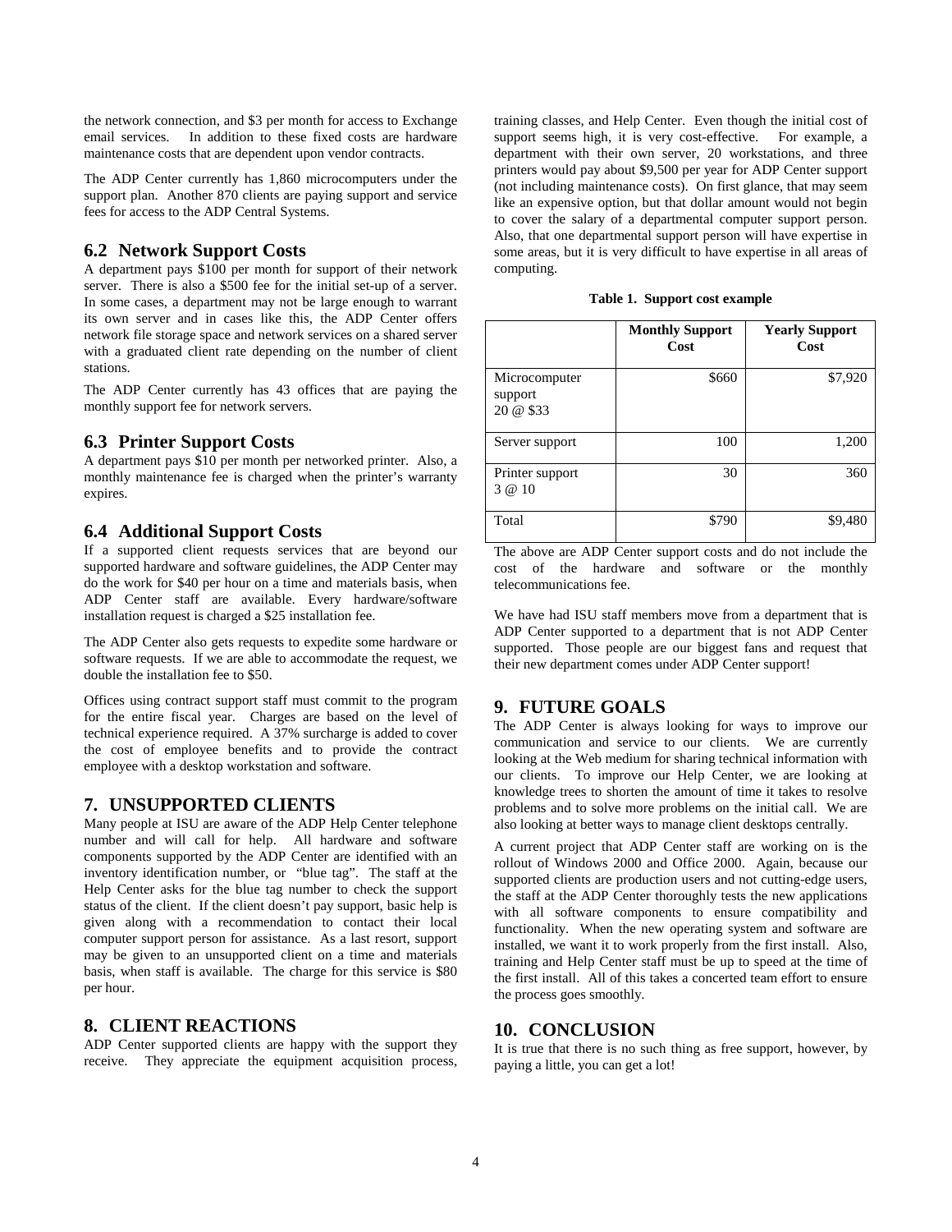the network connection, and $3 per month for access to Exchange email services. In addition to these fixed costs are hardware maintenance costs that are dependent upon vendor contracts.

The ADP Center currently has 1,860 microcomputers under the support plan. Another 870 clients are paying support and service fees for access to the ADP Central Systems.

## 6.2 Network Support Costs

A department pays $100 per month for support of their network server. There is also a $500 fee for the initial set-up of a server. In some cases, a department may not be large enough to warrant its own server and in cases like this, the ADP Center offers network file storage space and network services on a shared server with a graduated client rate depending on the number of client stations.

The ADP Center currently has 43 offices that are paying the monthly support fee for network servers.

## 6.3 Printer Support Costs

A department pays $10 per month per networked printer. Also, a monthly maintenance fee is charged when the printer's warranty expires.

## 6.4 Additional Support Costs

If a supported client requests services that are beyond our supported hardware and software guidelines, the ADP Center may do the work for $40 per hour on a time and materials basis, when ADP Center staff are available. Every hardware/software installation request is charged a $25 installation fee.

The ADP Center also gets requests to expedite some hardware or software requests. If we are able to accommodate the request, we double the installation fee to $50.

Offices using contract support staff must commit to the program for the entire fiscal year. Charges are based on the level of technical experience required. A 37% surcharge is added to cover the cost of employee benefits and to provide the contract employee with a desktop workstation and software.

# 7. UNSUPPORTED CLIENTS

Many people at ISU are aware of the ADP Help Center telephone number and will call for help. All hardware and software components supported by the ADP Center are identified with an inventory identification number, or "blue tag". The staff at the Help Center asks for the blue tag number to check the support status of the client. If the client doesn't pay support, basic help is given along with a recommendation to contact their local computer support person for assistance. As a last resort, support may be given to an unsupported client on a time and materials basis, when staff is available. The charge for this service is $80 per hour.

# 8. CLIENT REACTIONS

ADP Center supported clients are happy with the support they receive. They appreciate the equipment acquisition process, training classes, and Help Center. Even though the initial cost of support seems high, it is very cost-effective. For example, a department with their own server, 20 workstations, and three printers would pay about $9,500 per year for ADP Center support (not including maintenance costs). On first glance, that may seem like an expensive option, but that dollar amount would not begin to cover the salary of a departmental computer support person. Also, that one departmental support person will have expertise in some areas, but it is very difficult to have expertise in all areas of computing.

**Table 1. Support cost example**

| | Monthly Support Cost | Yearly Support Cost |
|---|---|---|
| Microcomputer support 20 @ $33 | $660 | $7,920 |
| Server support | 100 | 1,200 |
| Printer support 3 @ 10 | 30 | 360 |
| Total | $790 | $9,480 |

The above are ADP Center support costs and do not include the cost of the hardware and software or the monthly telecommunications fee.

We have had ISU staff members move from a department that is ADP Center supported to a department that is not ADP Center supported. Those people are our biggest fans and request that their new department comes under ADP Center support!

# 9. FUTURE GOALS

The ADP Center is always looking for ways to improve our communication and service to our clients. We are currently looking at the Web medium for sharing technical information with our clients. To improve our Help Center, we are looking at knowledge trees to shorten the amount of time it takes to resolve problems and to solve more problems on the initial call. We are also looking at better ways to manage client desktops centrally.

A current project that ADP Center staff are working on is the rollout of Windows 2000 and Office 2000. Again, because our supported clients are production users and not cutting-edge users, the staff at the ADP Center thoroughly tests the new applications with all software components to ensure compatibility and functionality. When the new operating system and software are installed, we want it to work properly from the first install. Also, training and Help Center staff must be up to speed at the time of the first install. All of this takes a concerted team effort to ensure the process goes smoothly.

# 10. CONCLUSION

It is true that there is no such thing as free support, however, by paying a little, you can get a lot!